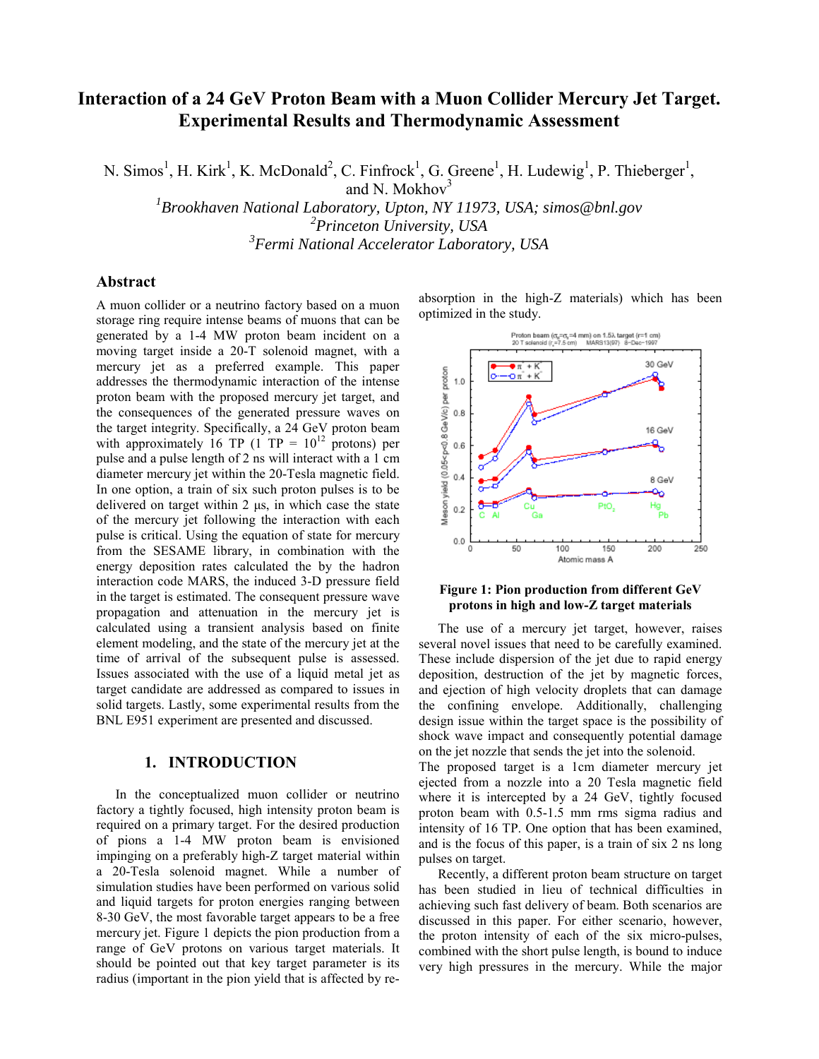# Interaction of a 24 GeV Proton Beam with a Muon Collider Mercury Jet Target. Experimental Results and Thermodynamic Assessment

N. Simos[1], H. Kirk[1], K. McDonald[2], C. Finfrock[1], G. Greene[1], H. Ludewig[1], P. Thieberger[1], and N. Mokhov[3]

[1]*Brookhaven National Laboratory, Upton, NY 11973, USA; simos@bnl.gov*
[2]*Princeton University, USA*
[3]*Fermi National Accelerator Laboratory, USA*

## Abstract

A muon collider or a neutrino factory based on a muon storage ring require intense beams of muons that can be generated by a 1-4 MW proton beam incident on a moving target inside a 20-T solenoid magnet, with a mercury jet as a preferred example. This paper addresses the thermodynamic interaction of the intense proton beam with the proposed mercury jet target, and the consequences of the generated pressure waves on the target integrity. Specifically, a 24 GeV proton beam with approximately 16 TP (1 TP = $10^{12}$ protons) per pulse and a pulse length of 2 ns will interact with a 1 cm diameter mercury jet within the 20-Tesla magnetic field. In one option, a train of six such proton pulses is to be delivered on target within 2 μs, in which case the state of the mercury jet following the interaction with each pulse is critical. Using the equation of state for mercury from the SESAME library, in combination with the energy deposition rates calculated the by the hadron interaction code MARS, the induced 3-D pressure field in the target is estimated. The consequent pressure wave propagation and attenuation in the mercury jet is calculated using a transient analysis based on finite element modeling, and the state of the mercury jet at the time of arrival of the subsequent pulse is assessed. Issues associated with the use of a liquid metal jet as target candidate are addressed as compared to issues in solid targets. Lastly, some experimental results from the BNL E951 experiment are presented and discussed.

## 1. INTRODUCTION

In the conceptualized muon collider or neutrino factory a tightly focused, high intensity proton beam is required on a primary target. For the desired production of pions a 1-4 MW proton beam is envisioned impinging on a preferably high-Z target material within a 20-Tesla solenoid magnet. While a number of simulation studies have been performed on various solid and liquid targets for proton energies ranging between 8-30 GeV, the most favorable target appears to be a free mercury jet. Figure 1 depicts the pion production from a range of GeV protons on various target materials. It should be pointed out that key target parameter is its radius (important in the pion yield that is affected by re-absorption in the high-Z materials) which has been optimized in the study.

Proton beam ($\sigma_x$=$\sigma_y$=4 mm) on 1.5λ target (r=1 cm)
20 T solenoid ($r_s$=7.5 cm) MARS13(97) 8-Dec-1997

$\pi^+ + K^+$
$\pi^- + K^-$

30 GeV
16 GeV
8 GeV

C Al Cu Ga $PtO_2$ Hg Pb

Meson yield (0.05<p<0.8 GeV/c) per proton

Atomic mass A

**Figure 1: Pion production from different GeV protons in high and low-Z target materials**

The use of a mercury jet target, however, raises several novel issues that need to be carefully examined. These include dispersion of the jet due to rapid energy deposition, destruction of the jet by magnetic forces, and ejection of high velocity droplets that can damage the confining envelope. Additionally, challenging design issue within the target space is the possibility of shock wave impact and consequently potential damage on the jet nozzle that sends the jet into the solenoid.
The proposed target is a 1cm diameter mercury jet ejected from a nozzle into a 20 Tesla magnetic field where it is intercepted by a 24 GeV, tightly focused proton beam with 0.5-1.5 mm rms sigma radius and intensity of 16 TP. One option that has been examined, and is the focus of this paper, is a train of six 2 ns long pulses on target.

Recently, a different proton beam structure on target has been studied in lieu of technical difficulties in achieving such fast delivery of beam. Both scenarios are discussed in this paper. For either scenario, however, the proton intensity of each of the six micro-pulses, combined with the short pulse length, is bound to induce very high pressures in the mercury. While the major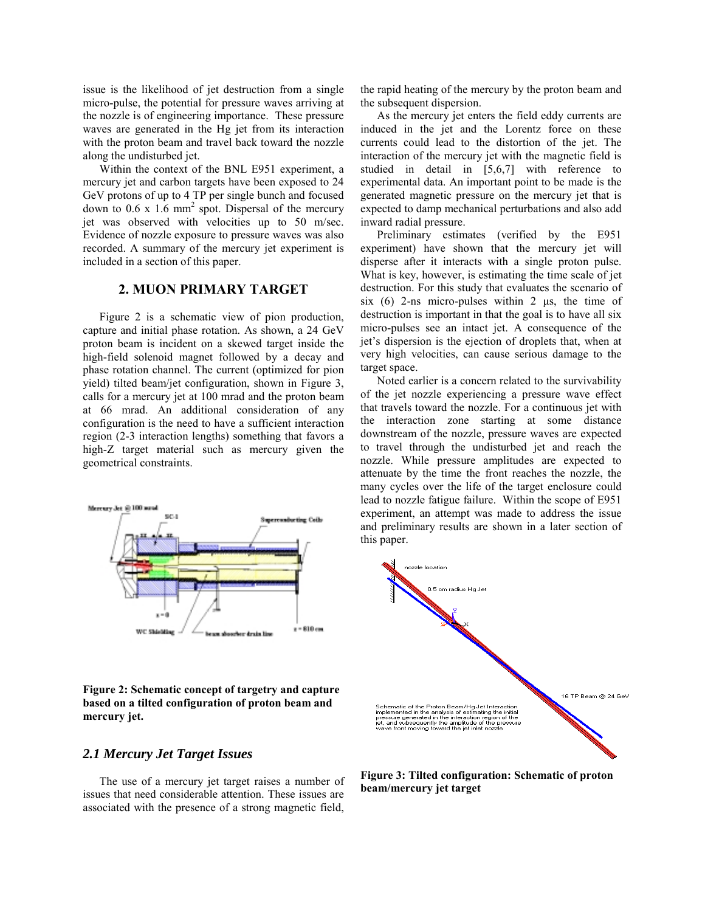issue is the likelihood of jet destruction from a single micro-pulse, the potential for pressure waves arriving at the nozzle is of engineering importance. These pressure waves are generated in the Hg jet from its interaction with the proton beam and travel back toward the nozzle along the undisturbed jet.

Within the context of the BNL E951 experiment, a mercury jet and carbon targets have been exposed to 24 GeV protons of up to 4 TP per single bunch and focused down to 0.6 x 1.6 mm$^2$ spot. Dispersal of the mercury jet was observed with velocities up to 50 m/sec. Evidence of nozzle exposure to pressure waves was also recorded. A summary of the mercury jet experiment is included in a section of this paper.

## 2. MUON PRIMARY TARGET

Figure 2 is a schematic view of pion production, capture and initial phase rotation. As shown, a 24 GeV proton beam is incident on a skewed target inside the high-field solenoid magnet followed by a decay and phase rotation channel. The current (optimized for pion yield) tilted beam/jet configuration, shown in Figure 3, calls for a mercury jet at 100 mrad and the proton beam at 66 mrad. An additional consideration of any configuration is the need to have a sufficient interaction region (2-3 interaction lengths) something that favors a high-Z target material such as mercury given the geometrical constraints.

Mercury Jet @ 100 mrad
SC-1
Superconducting Coils
z = 0
WC Shielding
beam absorber drain line
z = 810 cm

**Figure 2: Schematic concept of targetry and capture based on a tilted configuration of proton beam and mercury jet.**

### *2.1 Mercury Jet Target Issues*

The use of a mercury jet target raises a number of issues that need considerable attention. These issues are associated with the presence of a strong magnetic field, the rapid heating of the mercury by the proton beam and the subsequent dispersion.

As the mercury jet enters the field eddy currents are induced in the jet and the Lorentz force on these currents could lead to the distortion of the jet. The interaction of the mercury jet with the magnetic field is studied in detail in [5,6,7] with reference to experimental data. An important point to be made is the generated magnetic pressure on the mercury jet that is expected to damp mechanical perturbations and also add inward radial pressure.

Preliminary estimates (verified by the E951 experiment) have shown that the mercury jet will disperse after it interacts with a single proton pulse. What is key, however, is estimating the time scale of jet destruction. For this study that evaluates the scenario of six (6) 2-ns micro-pulses within 2 μs, the time of destruction is important in that the goal is to have all six micro-pulses see an intact jet. A consequence of the jet's dispersion is the ejection of droplets that, when at very high velocities, can cause serious damage to the target space.

Noted earlier is a concern related to the survivability of the jet nozzle experiencing a pressure wave effect that travels toward the nozzle. For a continuous jet with the interaction zone starting at some distance downstream of the nozzle, pressure waves are expected to travel through the undisturbed jet and reach the nozzle. While pressure amplitudes are expected to attenuate by the time the front reaches the nozzle, the many cycles over the life of the target enclosure could lead to nozzle fatigue failure. Within the scope of E951 experiment, an attempt was made to address the issue and preliminary results are shown in a later section of this paper.

nozzle location
0.5 cm radius Hg Jet
16 TP Beam @ 24 GeV
Schematic of the Proton Beam/Hg Jet Interaction implemented in the analysis of estimating the initial pressure generated in the interaction region of the jet, and subsequently the amplitude of the pressure wave front moving toward the jet inlet nozzle

**Figure 3: Tilted configuration: Schematic of proton beam/mercury jet target**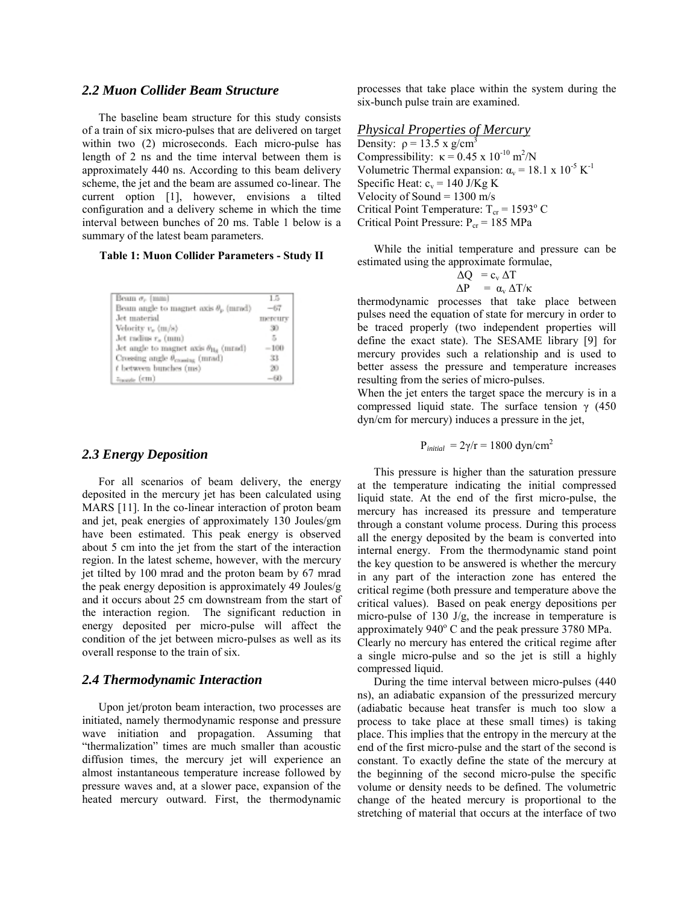## 2.2 Muon Collider Beam Structure

The baseline beam structure for this study consists of a train of six micro-pulses that are delivered on target within two (2) microseconds. Each micro-pulse has length of 2 ns and the time interval between them is approximately 440 ns. According to this beam delivery scheme, the jet and the beam are assumed co-linear. The current option [1], however, envisions a tilted configuration and a delivery scheme in which the time interval between bunches of 20 ms. Table 1 below is a summary of the latest beam parameters.

**Table 1: Muon Collider Parameters - Study II**

| | |
|---|---|
| Beam $\sigma_r$ (mm) | 1.5 |
| Beam angle to magnet axis $\theta_p$ (mrad) | −67 |
| Jet material | mercury |
| Velocity $v_o$ (m/s) | 30 |
| Jet radius $r_o$ (mm) | 5 |
| Jet angle to magnet axis $\theta_{Hg}$ (mrad) | −100 |
| Crossing angle $\theta_{crossing}$ (mrad) | 33 |
| t between bunches (ms) | 20 |
| $z_{nozzle}$ (cm) | −60 |

## 2.3 Energy Deposition

For all scenarios of beam delivery, the energy deposited in the mercury jet has been calculated using MARS [11]. In the co-linear interaction of proton beam and jet, peak energies of approximately 130 Joules/gm have been estimated. This peak energy is observed about 5 cm into the jet from the start of the interaction region. In the latest scheme, however, with the mercury jet tilted by 100 mrad and the proton beam by 67 mrad the peak energy deposition is approximately 49 Joules/g and it occurs about 25 cm downstream from the start of the interaction region. The significant reduction in energy deposited per micro-pulse will affect the condition of the jet between micro-pulses as well as its overall response to the train of six.

## 2.4 Thermodynamic Interaction

Upon jet/proton beam interaction, two processes are initiated, namely thermodynamic response and pressure wave initiation and propagation. Assuming that "thermalization" times are much smaller than acoustic diffusion times, the mercury jet will experience an almost instantaneous temperature increase followed by pressure waves and, at a slower pace, expansion of the heated mercury outward. First, the thermodynamic processes that take place within the system during the six-bunch pulse train are examined.

### Physical Properties of Mercury

Density: $\rho = 13.5 \times$ g/cm$^3$
Compressibility: $\kappa = 0.45 \times 10^{-10}$ m$^2$/N
Volumetric Thermal expansion: $\alpha_v = 18.1 \times 10^{-5}$ K$^{-1}$
Specific Heat: $c_v = 140$ J/Kg K
Velocity of Sound = 1300 m/s
Critical Point Temperature: $T_{cr} = 1593^o$ C
Critical Point Pressure: $P_{cr} = 185$ MPa

While the initial temperature and pressure can be estimated using the approximate formulae,

$$\Delta Q = c_v \Delta T$$
$$\Delta P = \alpha_v \Delta T/\kappa$$

thermodynamic processes that take place between pulses need the equation of state for mercury in order to be traced properly (two independent properties will define the exact state). The SESAME library [9] for mercury provides such a relationship and is used to better assess the pressure and temperature increases resulting from the series of micro-pulses.

When the jet enters the target space the mercury is in a compressed liquid state. The surface tension $\gamma$ (450 dyn/cm for mercury) induces a pressure in the jet,

$$P_{initial} = 2\gamma/r = 1800 \text{ dyn/cm}^2$$

This pressure is higher than the saturation pressure at the temperature indicating the initial compressed liquid state. At the end of the first micro-pulse, the mercury has increased its pressure and temperature through a constant volume process. During this process all the energy deposited by the beam is converted into internal energy. From the thermodynamic stand point the key question to be answered is whether the mercury in any part of the interaction zone has entered the critical regime (both pressure and temperature above the critical values). Based on peak energy depositions per micro-pulse of 130 J/g, the increase in temperature is approximately 940$^o$ C and the peak pressure 3780 MPa. Clearly no mercury has entered the critical regime after a single micro-pulse and so the jet is still a highly compressed liquid.

During the time interval between micro-pulses (440 ns), an adiabatic expansion of the pressurized mercury (adiabatic because heat transfer is much too slow a process to take place at these small times) is taking place. This implies that the entropy in the mercury at the end of the first micro-pulse and the start of the second is constant. To exactly define the state of the mercury at the beginning of the second micro-pulse the specific volume or density needs to be defined. The volumetric change of the heated mercury is proportional to the stretching of material that occurs at the interface of two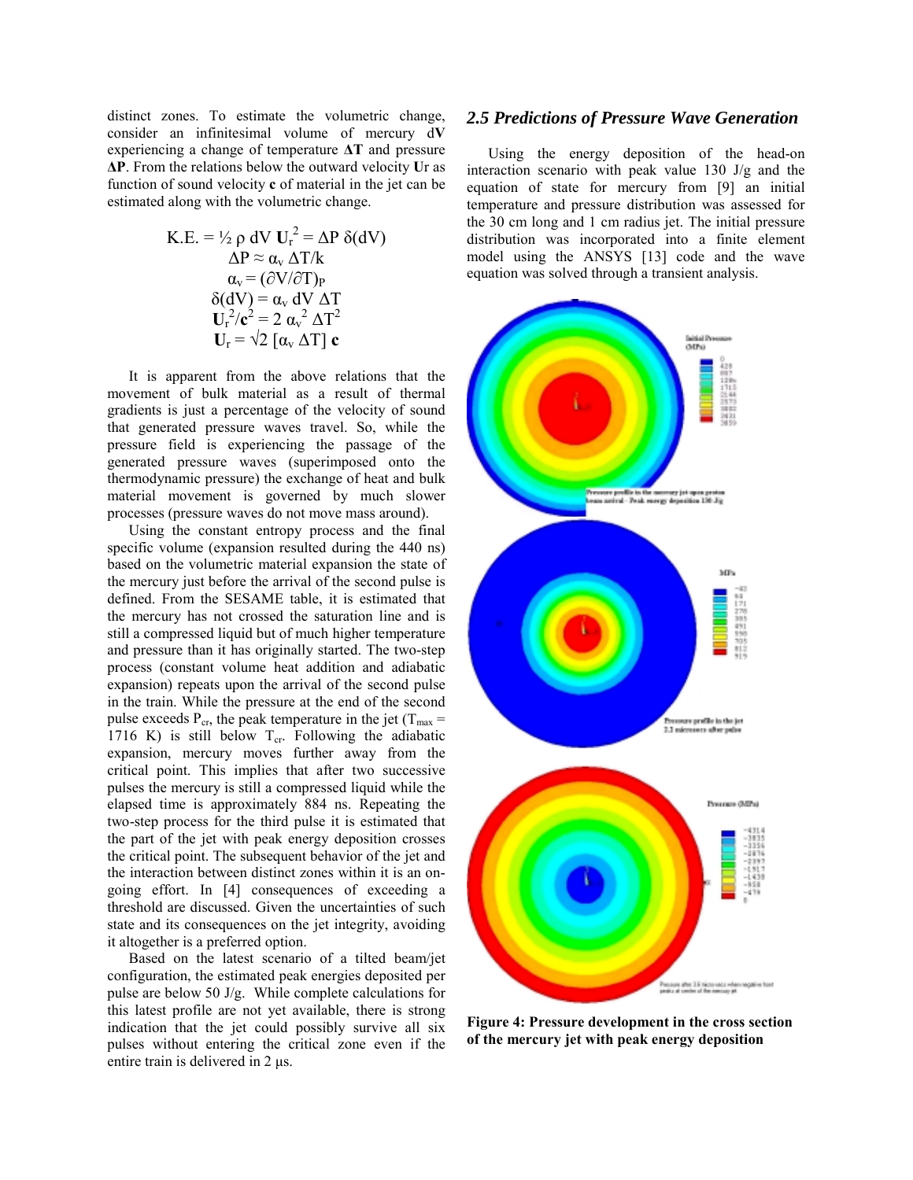distinct zones. To estimate the volumetric change, consider an infinitesimal volume of mercury d**V** experiencing a change of temperature **ΔT** and pressure **ΔP**. From the relations below the outward velocity **U**r as function of sound velocity **c** of material in the jet can be estimated along with the volumetric change.

$$\text{K.E.} = \tfrac{1}{2}\,\rho\, dV\, \mathbf{U}_r^2 = \Delta P\, \delta(dV)$$

$$\Delta P \approx \alpha_v\, \Delta T / k$$

$$\alpha_v = (\partial V / \partial T)_P$$

$$\delta(dV) = \alpha_v\, dV\, \Delta T$$

$$\mathbf{U}_r^2 / \mathbf{c}^2 = 2\, \alpha_v^2\, \Delta T^2$$

$$\mathbf{U}_r = \sqrt{2}\, [\alpha_v\, \Delta T]\, \mathbf{c}$$

It is apparent from the above relations that the movement of bulk material as a result of thermal gradients is just a percentage of the velocity of sound that generated pressure waves travel. So, while the pressure field is experiencing the passage of the generated pressure waves (superimposed onto the thermodynamic pressure) the exchange of heat and bulk material movement is governed by much slower processes (pressure waves do not move mass around).

Using the constant entropy process and the final specific volume (expansion resulted during the 440 ns) based on the volumetric material expansion the state of the mercury just before the arrival of the second pulse is defined. From the SESAME table, it is estimated that the mercury has not crossed the saturation line and is still a compressed liquid but of much higher temperature and pressure than it has originally started. The two-step process (constant volume heat addition and adiabatic expansion) repeats upon the arrival of the second pulse in the train. While the pressure at the end of the second pulse exceeds $P_{cr}$, the peak temperature in the jet ($T_{max}$ = 1716 K) is still below $T_{cr}$. Following the adiabatic expansion, mercury moves further away from the critical point. This implies that after two successive pulses the mercury is still a compressed liquid while the elapsed time is approximately 884 ns. Repeating the two-step process for the third pulse it is estimated that the part of the jet with peak energy deposition crosses the critical point. The subsequent behavior of the jet and the interaction between distinct zones within it is an on-going effort. In [4] consequences of exceeding a threshold are discussed. Given the uncertainties of such state and its consequences on the jet integrity, avoiding it altogether is a preferred option.

Based on the latest scenario of a tilted beam/jet configuration, the estimated peak energies deposited per pulse are below 50 J/g. While complete calculations for this latest profile are not yet available, there is strong indication that the jet could possibly survive all six pulses without entering the critical zone even if the entire train is delivered in 2 μs.

## *2.5 Predictions of Pressure Wave Generation*

Using the energy deposition of the head-on interaction scenario with peak value 130 J/g and the equation of state for mercury from [9] an initial temperature and pressure distribution was assessed for the 30 cm long and 1 cm radius jet. The initial pressure distribution was incorporated into a finite element model using the ANSYS [13] code and the wave equation was solved through a transient analysis.

Initial Pressure (MPa)
0
428
857
1286
1715
2144
2573
3002
3431
3859

Pressure profile in the mercury jet upon proton beam arrival - Peak energy deposition 130 J/g

MPa
-42
64
171
278
385
491
598
705
812
919

Pressure profile in the jet 2.2 microsecs after pulse

Pressure (MPa)
-4314
-3835
-3356
-2876
-2397
-1917
-1438
-958
-479
0

Pressure after 3.6 micro-secs when negative front peaks at center of the mercury jet

**Figure 4: Pressure development in the cross section of the mercury jet with peak energy deposition**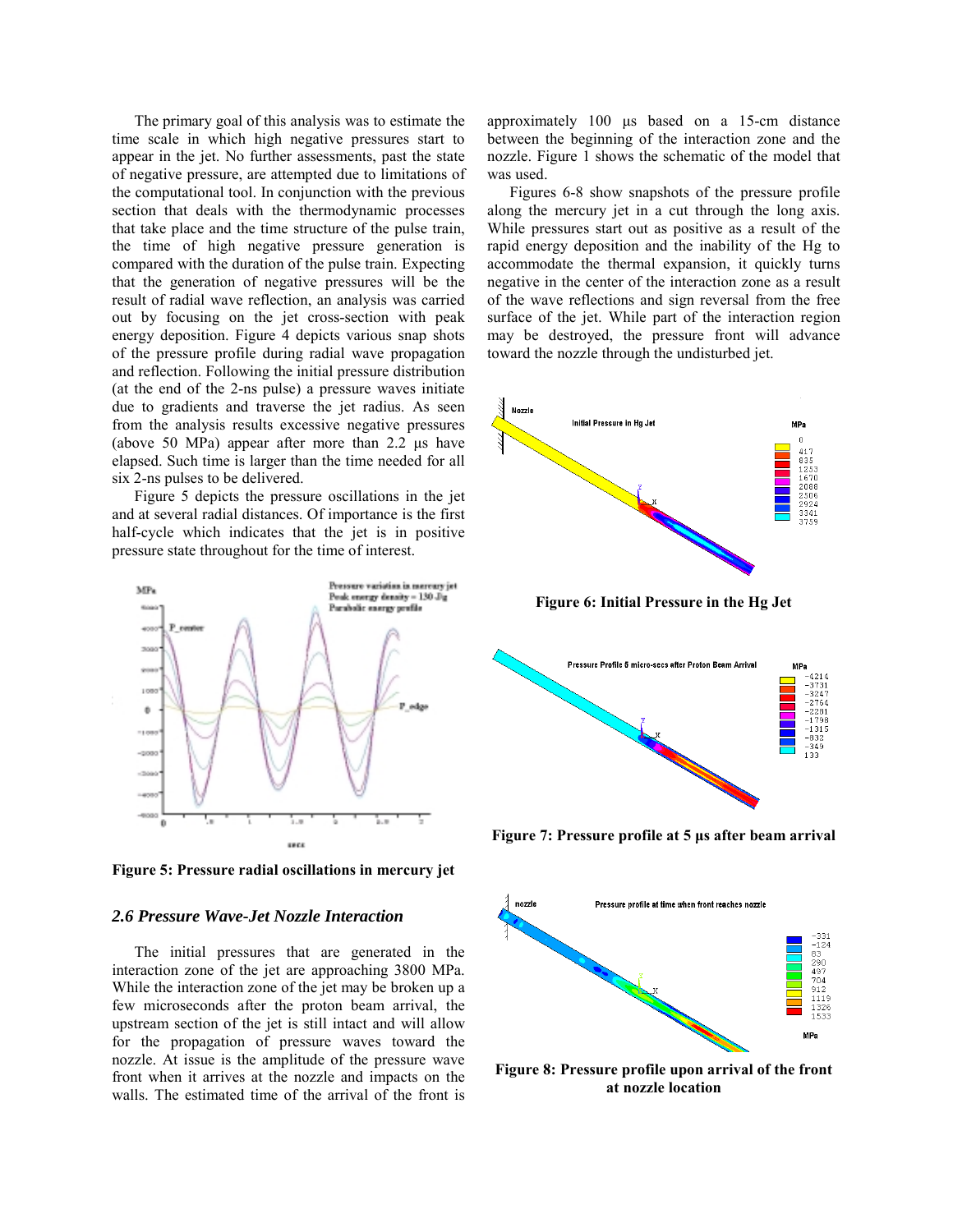The primary goal of this analysis was to estimate the time scale in which high negative pressures start to appear in the jet. No further assessments, past the state of negative pressure, are attempted due to limitations of the computational tool. In conjunction with the previous section that deals with the thermodynamic processes that take place and the time structure of the pulse train, the time of high negative pressure generation is compared with the duration of the pulse train. Expecting that the generation of negative pressures will be the result of radial wave reflection, an analysis was carried out by focusing on the jet cross-section with peak energy deposition. Figure 4 depicts various snap shots of the pressure profile during radial wave propagation and reflection. Following the initial pressure distribution (at the end of the 2-ns pulse) a pressure waves initiate due to gradients and traverse the jet radius. As seen from the analysis results excessive negative pressures (above 50 MPa) appear after more than 2.2 μs have elapsed. Such time is larger than the time needed for all six 2-ns pulses to be delivered.

Figure 5 depicts the pressure oscillations in the jet and at several radial distances. Of importance is the first half-cycle which indicates that the jet is in positive pressure state throughout for the time of interest.

MPa

Pressure variation in mercury jet
Peak energy density = 130 J/g
Parabolic energy profile

P_center

P_edge

secs

**Figure 5: Pressure radial oscillations in mercury jet**

### *2.6 Pressure Wave-Jet Nozzle Interaction*

The initial pressures that are generated in the interaction zone of the jet are approaching 3800 MPa. While the interaction zone of the jet may be broken up a few microseconds after the proton beam arrival, the upstream section of the jet is still intact and will allow for the propagation of pressure waves toward the nozzle. At issue is the amplitude of the pressure wave front when it arrives at the nozzle and impacts on the walls. The estimated time of the arrival of the front is approximately 100 μs based on a 15-cm distance between the beginning of the interaction zone and the nozzle. Figure 1 shows the schematic of the model that was used.

Figures 6-8 show snapshots of the pressure profile along the mercury jet in a cut through the long axis. While pressures start out as positive as a result of the rapid energy deposition and the inability of the Hg to accommodate the thermal expansion, it quickly turns negative in the center of the interaction zone as a result of the wave reflections and sign reversal from the free surface of the jet. While part of the interaction region may be destroyed, the pressure front will advance toward the nozzle through the undisturbed jet.

Nozzle

Initial Pressure in Hg Jet

MPa

0
417
835
1253
1670
2088
2506
2924
3341
3759

**Figure 6: Initial Pressure in the Hg Jet**

Pressure Profile 5 micro-secs after Proton Beam Arrival

MPa

-4214
-3731
-3247
-2764
-2281
-1798
-1315
-832
-349
133

**Figure 7: Pressure profile at 5 μs after beam arrival**

nozzle

Pressure profile at time when front reaches nozzle

-331
-124
83
290
497
704
912
1119
1326
1533

MPa

**Figure 8: Pressure profile upon arrival of the front at nozzle location**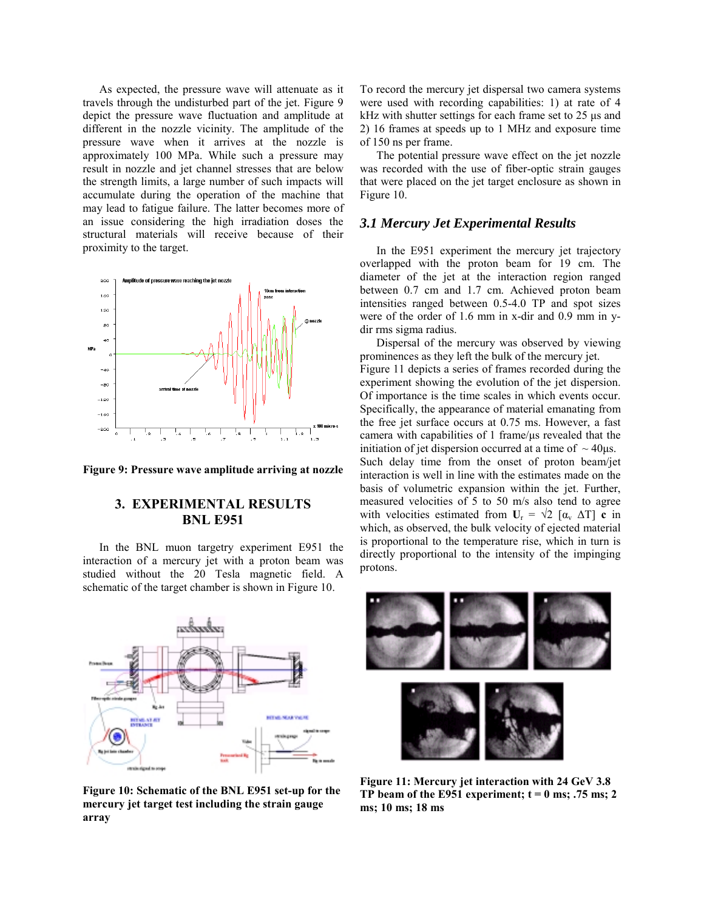As expected, the pressure wave will attenuate as it travels through the undisturbed part of the jet. Figure 9 depict the pressure wave fluctuation and amplitude at different in the nozzle vicinity. The amplitude of the pressure wave when it arrives at the nozzle is approximately 100 MPa. While such a pressure may result in nozzle and jet channel stresses that are below the strength limits, a large number of such impacts will accumulate during the operation of the machine that may lead to fatigue failure. The latter becomes more of an issue considering the high irradiation doses the structural materials will receive because of their proximity to the target.

Amplitude of pressure wave reaching the jet nozzle

10cm from interaction zone

@ nozzle

arrival time at nozzle

MPa

x 100 micro-s

**Figure 9: Pressure wave amplitude arriving at nozzle**

## 3. EXPERIMENTAL RESULTS BNL E951

In the BNL muon targetry experiment E951 the interaction of a mercury jet with a proton beam was studied without the 20 Tesla magnetic field. A schematic of the target chamber is shown in Figure 10.

**Figure 10: Schematic of the BNL E951 set-up for the mercury jet target test including the strain gauge array**

To record the mercury jet dispersal two camera systems were used with recording capabilities: 1) at rate of 4 kHz with shutter settings for each frame set to 25 μs and 2) 16 frames at speeds up to 1 MHz and exposure time of 150 ns per frame.

The potential pressure wave effect on the jet nozzle was recorded with the use of fiber-optic strain gauges that were placed on the jet target enclosure as shown in Figure 10.

### *3.1 Mercury Jet Experimental Results*

In the E951 experiment the mercury jet trajectory overlapped with the proton beam for 19 cm. The diameter of the jet at the interaction region ranged between 0.7 cm and 1.7 cm. Achieved proton beam intensities ranged between 0.5-4.0 TP and spot sizes were of the order of 1.6 mm in x-dir and 0.9 mm in y-dir rms sigma radius.

Dispersal of the mercury was observed by viewing prominences as they left the bulk of the mercury jet. Figure 11 depicts a series of frames recorded during the experiment showing the evolution of the jet dispersion. Of importance is the time scales in which events occur. Specifically, the appearance of material emanating from the free jet surface occurs at 0.75 ms. However, a fast camera with capabilities of 1 frame/μs revealed that the initiation of jet dispersion occurred at a time of ~ 40μs. Such delay time from the onset of proton beam/jet interaction is well in line with the estimates made on the basis of volumetric expansion within the jet. Further, measured velocities of 5 to 50 m/s also tend to agree with velocities estimated from $\mathbf{U}_r = \sqrt{2}\ [\alpha_v\ \Delta T]\ \mathbf{c}$ in which, as observed, the bulk velocity of ejected material is proportional to the temperature rise, which in turn is directly proportional to the intensity of the impinging protons.

**Figure 11: Mercury jet interaction with 24 GeV 3.8 TP beam of the E951 experiment; t = 0 ms; .75 ms; 2 ms; 10 ms; 18 ms**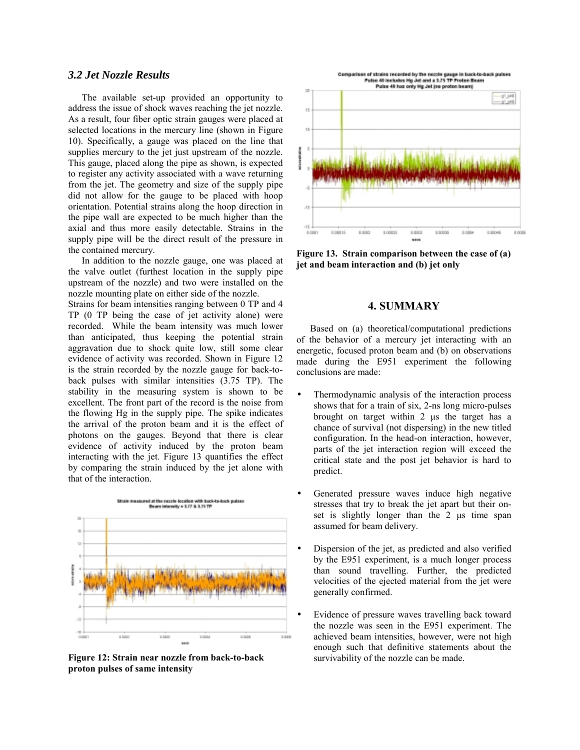### *3.2 Jet Nozzle Results*

The available set-up provided an opportunity to address the issue of shock waves reaching the jet nozzle. As a result, four fiber optic strain gauges were placed at selected locations in the mercury line (shown in Figure 10). Specifically, a gauge was placed on the line that supplies mercury to the jet just upstream of the nozzle. This gauge, placed along the pipe as shown, is expected to register any activity associated with a wave returning from the jet. The geometry and size of the supply pipe did not allow for the gauge to be placed with hoop orientation. Potential strains along the hoop direction in the pipe wall are expected to be much higher than the axial and thus more easily detectable. Strains in the supply pipe will be the direct result of the pressure in the contained mercury.

In addition to the nozzle gauge, one was placed at the valve outlet (furthest location in the supply pipe upstream of the nozzle) and two were installed on the nozzle mounting plate on either side of the nozzle.

Strains for beam intensities ranging between 0 TP and 4 TP (0 TP being the case of jet activity alone) were recorded. While the beam intensity was much lower than anticipated, thus keeping the potential strain aggravation due to shock quite low, still some clear evidence of activity was recorded. Shown in Figure 12 is the strain recorded by the nozzle gauge for back-to-back pulses with similar intensities (3.75 TP). The stability in the measuring system is shown to be excellent. The front part of the record is the noise from the flowing Hg in the supply pipe. The spike indicates the arrival of the proton beam and it is the effect of photons on the gauges. Beyond that there is clear evidence of activity induced by the proton beam interacting with the jet. Figure 13 quantifies the effect by comparing the strain induced by the jet alone with that of the interaction.

Strain measured at the nozzle location with back-to-back pulses
Beam intensity = 3.77 & 3.75 TP

**Figure 12: Strain near nozzle from back-to-back proton pulses of same intensity**

Comparison of strains recorded by the nozzle gauge in back-to-back pulses
Pulse 48 includes Hg Jet and a 3.75 TP Proton Beam
Pulse 49 has only Hg Jet (no proton beam)

**Figure 13. Strain comparison between the case of (a) jet and beam interaction and (b) jet only**

## 4. SUMMARY

Based on (a) theoretical/computational predictions of the behavior of a mercury jet interacting with an energetic, focused proton beam and (b) on observations made during the E951 experiment the following conclusions are made:

- Thermodynamic analysis of the interaction process shows that for a train of six, 2-ns long micro-pulses brought on target within 2 μs the target has a chance of survival (not dispersing) in the new titled configuration. In the head-on interaction, however, parts of the jet interaction region will exceed the critical state and the post jet behavior is hard to predict.

- Generated pressure waves induce high negative stresses that try to break the jet apart but their on-set is slightly longer than the 2 μs time span assumed for beam delivery.

- Dispersion of the jet, as predicted and also verified by the E951 experiment, is a much longer process than sound travelling. Further, the predicted velocities of the ejected material from the jet were generally confirmed.

- Evidence of pressure waves travelling back toward the nozzle was seen in the E951 experiment. The achieved beam intensities, however, were not high enough such that definitive statements about the survivability of the nozzle can be made.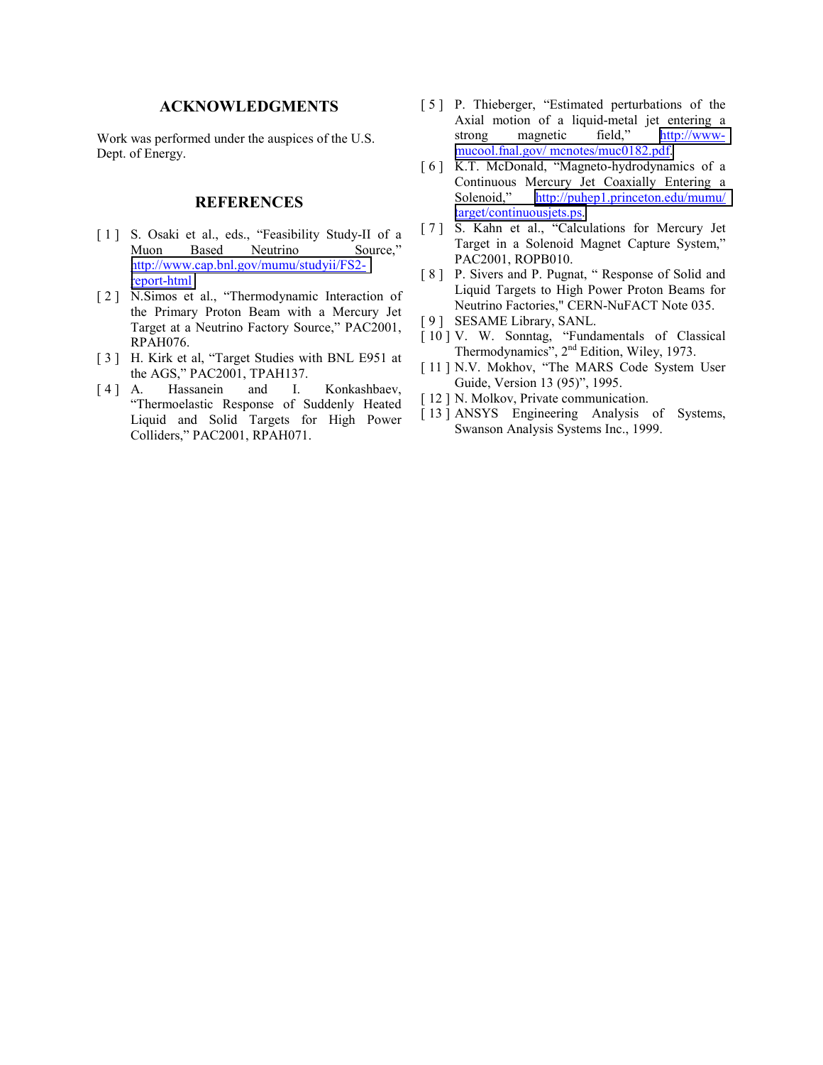## ACKNOWLEDGMENTS

Work was performed under the auspices of the U.S. Dept. of Energy.

## REFERENCES

[ 1 ] S. Osaki et al., eds., "Feasibility Study-II of a Muon Based Neutrino Source," http://www.cap.bnl.gov/mumu/studyii/FS2-report-html

[ 2 ] N.Simos et al., "Thermodynamic Interaction of the Primary Proton Beam with a Mercury Jet Target at a Neutrino Factory Source," PAC2001, RPAH076.

[ 3 ] H. Kirk et al, "Target Studies with BNL E951 at the AGS," PAC2001, TPAH137.

[ 4 ] A. Hassanein and I. Konkashbaev, "Thermoelastic Response of Suddenly Heated Liquid and Solid Targets for High Power Colliders," PAC2001, RPAH071.

[ 5 ] P. Thieberger, "Estimated perturbations of the Axial motion of a liquid-metal jet entering a strong magnetic field," http://www-mucool.fnal.gov/ mcnotes/muc0182.pdf.

[ 6 ] K.T. McDonald, "Magneto-hydrodynamics of a Continuous Mercury Jet Coaxially Entering a Solenoid," http://puhep1.princeton.edu/mumu/target/continuousjets.ps.

[ 7 ] S. Kahn et al., "Calculations for Mercury Jet Target in a Solenoid Magnet Capture System," PAC2001, ROPB010.

[ 8 ] P. Sivers and P. Pugnat, " Response of Solid and Liquid Targets to High Power Proton Beams for Neutrino Factories," CERN-NuFACT Note 035.

[ 9 ] SESAME Library, SANL.

[ 10 ] V. W. Sonntag, "Fundamentals of Classical Thermodynamics", 2nd Edition, Wiley, 1973.

[ 11 ] N.V. Mokhov, "The MARS Code System User Guide, Version 13 (95)", 1995.

[ 12 ] N. Molkov, Private communication.

[ 13 ] ANSYS Engineering Analysis of Systems, Swanson Analysis Systems Inc., 1999.